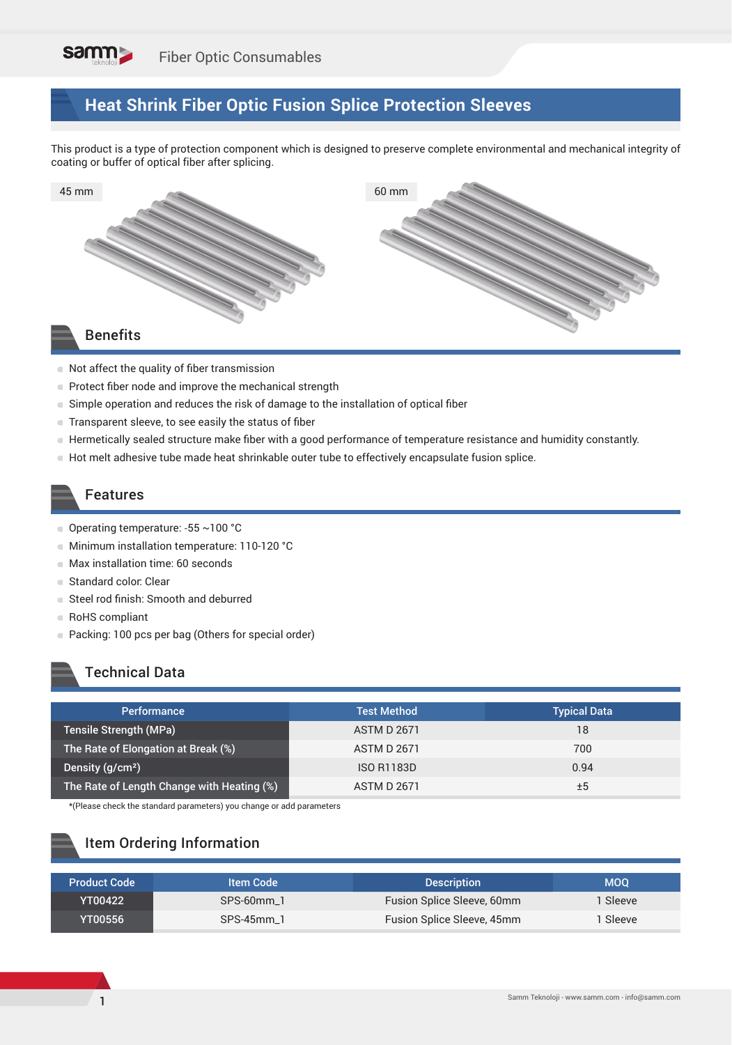# Heat Shrink Fiber Optic Fusion Splice Protection Sleeves

This product is a type of protection component which is designed to preserve complete environmental and mechanical integrity of coating or buffer of optical fiber after splicing.

45 mm

60 mm

## Benefits

- Not affect the quality of fiber transmission
- Protect fiber node and improve the mechanical strength
- Simple operation and reduces the risk of damage to the installation of optical fiber
- Transparent sleeve, to see easily the status of fiber
- Hermetically sealed structure make fiber with a good performance of temperature resistance and humidity constantly.
- Hot melt adhesive tube made heat shrinkable outer tube to effectively encapsulate fusion splice.

## Features

- Operating temperature: -55 ~100 °C
- Minimum installation temperature: 110-120 °C
- Max installation time: 60 seconds
- Standard color: Clear
- Steel rod finish: Smooth and deburred
- RoHS compliant
- Packing: 100 pcs per bag (Others for special order)

## Technical Data

| Performance | Test Method | Typical Data |
|---|---|---|
| Tensile Strength (MPa) | ASTM D 2671 | 18 |
| The Rate of Elongation at Break (%) | ASTM D 2671 | 700 |
| Density (g/cm²) | ISO R1183D | 0.94 |
| The Rate of Length Change with Heating (%) | ASTM D 2671 | ±5 |

*(Please check the standard parameters) you change or add parameters

## Item Ordering Information

| Product Code | Item Code | Description | MOQ |
|---|---|---|---|
| YT00422 | SPS-60mm_1 | Fusion Splice Sleeve, 60mm | 1 Sleeve |
| YT00556 | SPS-45mm_1 | Fusion Splice Sleeve, 45mm | 1 Sleeve |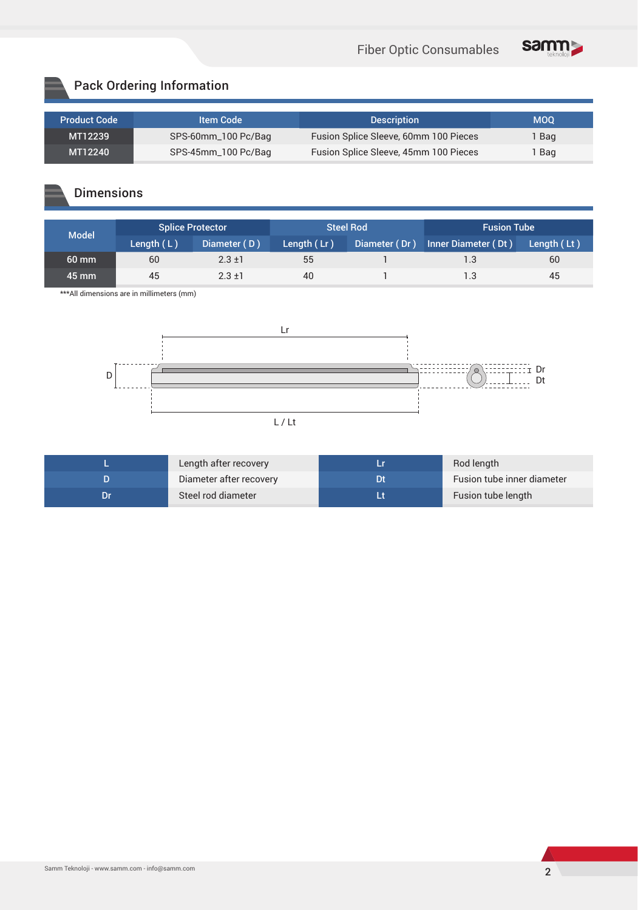## Pack Ordering Information

| Product Code | Item Code | Description | MOQ |
|---|---|---|---|
| MT12239 | SPS-60mm_100 Pc/Bag | Fusion Splice Sleeve, 60mm 100 Pieces | 1 Bag |
| MT12240 | SPS-45mm_100 Pc/Bag | Fusion Splice Sleeve, 45mm 100 Pieces | 1 Bag |

## Dimensions

| Model | Splice Protector | | Steel Rod | | Fusion Tube | |
|---|---|---|---|---|---|---|
| | Length ( L ) | Diameter ( D ) | Length ( Lr ) | Diameter ( Dr ) | Inner Diameter ( Dt ) | Length ( Lt ) |
| 60 mm | 60 | 2.3 ±1 | 55 | 1 | 1.3 | 60 |
| 45 mm | 45 | 2.3 ±1 | 40 | 1 | 1.3 | 45 |

***All dimensions are in millimeters (mm)

Lr

D

Dr

Dt

L / Lt

| | | | |
|---|---|---|---|
| L | Length after recovery | Lr | Rod length |
| D | Diameter after recovery | Dt | Fusion tube inner diameter |
| Dr | Steel rod diameter | Lt | Fusion tube length |